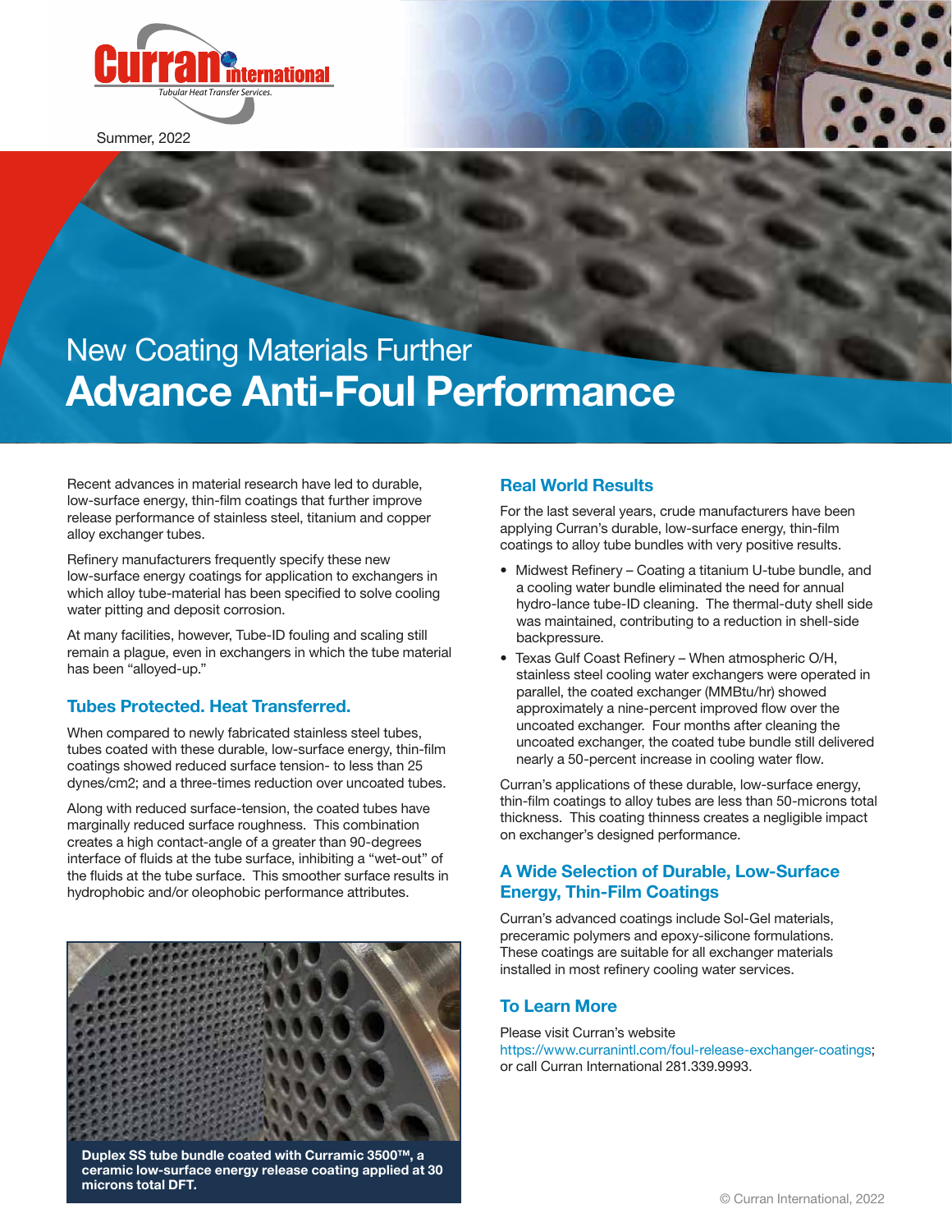Curran International
*Tubular Heat Transfer Services.*

Summer, 2022

# New Coating Materials Further **Advance Anti-Foul Performance**

Recent advances in material research have led to durable, low-surface energy, thin-film coatings that further improve release performance of stainless steel, titanium and copper alloy exchanger tubes.

Refinery manufacturers frequently specify these new low-surface energy coatings for application to exchangers in which alloy tube-material has been specified to solve cooling water pitting and deposit corrosion.

At many facilities, however, Tube-ID fouling and scaling still remain a plague, even in exchangers in which the tube material has been "alloyed-up."

## Tubes Protected. Heat Transferred.

When compared to newly fabricated stainless steel tubes, tubes coated with these durable, low-surface energy, thin-film coatings showed reduced surface tension- to less than 25 dynes/cm2; and a three-times reduction over uncoated tubes.

Along with reduced surface-tension, the coated tubes have marginally reduced surface roughness. This combination creates a high contact-angle of a greater than 90-degrees interface of fluids at the tube surface, inhibiting a "wet-out" of the fluids at the tube surface. This smoother surface results in hydrophobic and/or oleophobic performance attributes.

**Duplex SS tube bundle coated with Curramic 3500™, a ceramic low-surface energy release coating applied at 30 microns total DFT.**

## Real World Results

For the last several years, crude manufacturers have been applying Curran's durable, low-surface energy, thin-film coatings to alloy tube bundles with very positive results.

- Midwest Refinery – Coating a titanium U-tube bundle, and a cooling water bundle eliminated the need for annual hydro-lance tube-ID cleaning. The thermal-duty shell side was maintained, contributing to a reduction in shell-side backpressure.
- Texas Gulf Coast Refinery – When atmospheric O/H, stainless steel cooling water exchangers were operated in parallel, the coated exchanger (MMBtu/hr) showed approximately a nine-percent improved flow over the uncoated exchanger. Four months after cleaning the uncoated exchanger, the coated tube bundle still delivered nearly a 50-percent increase in cooling water flow.

Curran's applications of these durable, low-surface energy, thin-film coatings to alloy tubes are less than 50-microns total thickness. This coating thinness creates a negligible impact on exchanger's designed performance.

## A Wide Selection of Durable, Low-Surface Energy, Thin-Film Coatings

Curran's advanced coatings include Sol-Gel materials, preceramic polymers and epoxy-silicone formulations. These coatings are suitable for all exchanger materials installed in most refinery cooling water services.

## To Learn More

Please visit Curran's website
https://www.curranintl.com/foul-release-exchanger-coatings;
or call Curran International 281.339.9993.

© Curran International, 2022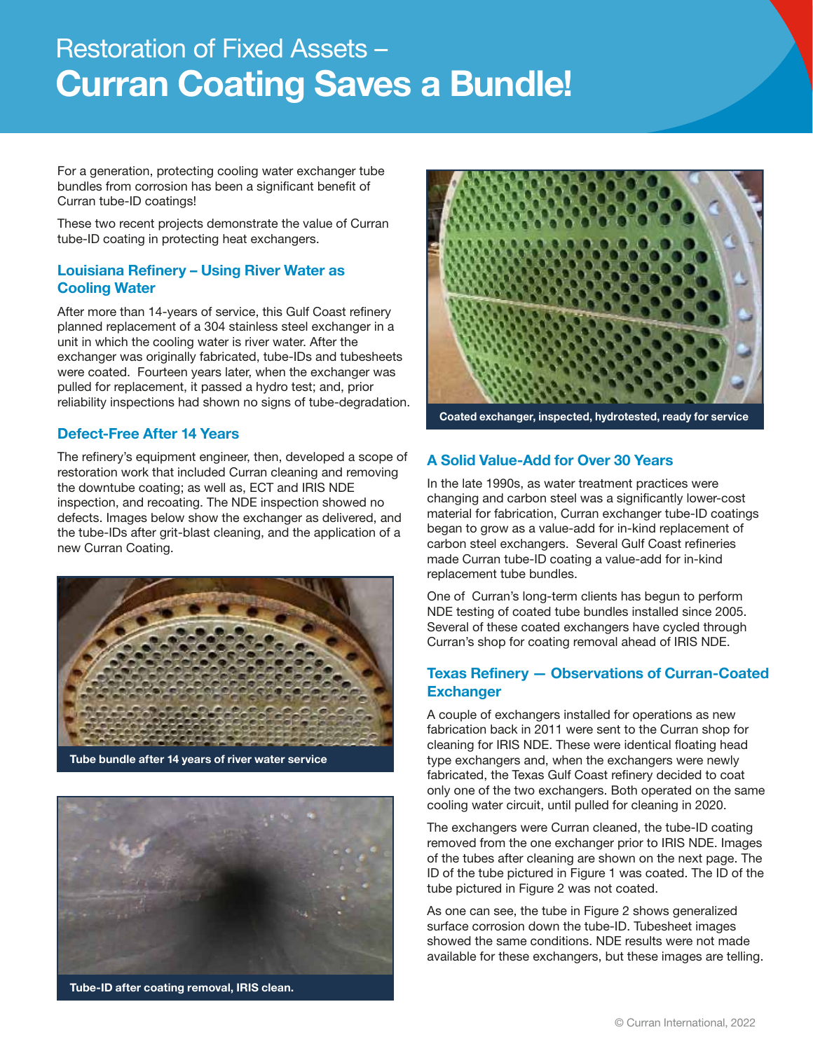# Restoration of Fixed Assets – Curran Coating Saves a Bundle!

For a generation, protecting cooling water exchanger tube bundles from corrosion has been a significant benefit of Curran tube-ID coatings!

These two recent projects demonstrate the value of Curran tube-ID coating in protecting heat exchangers.

## Louisiana Refinery – Using River Water as Cooling Water

After more than 14-years of service, this Gulf Coast refinery planned replacement of a 304 stainless steel exchanger in a unit in which the cooling water is river water. After the exchanger was originally fabricated, tube-IDs and tubesheets were coated. Fourteen years later, when the exchanger was pulled for replacement, it passed a hydro test; and, prior reliability inspections had shown no signs of tube-degradation.

## Defect-Free After 14 Years

The refinery's equipment engineer, then, developed a scope of restoration work that included Curran cleaning and removing the downtube coating; as well as, ECT and IRIS NDE inspection, and recoating. The NDE inspection showed no defects. Images below show the exchanger as delivered, and the tube-IDs after grit-blast cleaning, and the application of a new Curran Coating.

Tube bundle after 14 years of river water service

Tube-ID after coating removal, IRIS clean.

Coated exchanger, inspected, hydrotested, ready for service

## A Solid Value-Add for Over 30 Years

In the late 1990s, as water treatment practices were changing and carbon steel was a significantly lower-cost material for fabrication, Curran exchanger tube-ID coatings began to grow as a value-add for in-kind replacement of carbon steel exchangers. Several Gulf Coast refineries made Curran tube-ID coating a value-add for in-kind replacement tube bundles.

One of Curran's long-term clients has begun to perform NDE testing of coated tube bundles installed since 2005. Several of these coated exchangers have cycled through Curran's shop for coating removal ahead of IRIS NDE.

## Texas Refinery — Observations of Curran-Coated Exchanger

A couple of exchangers installed for operations as new fabrication back in 2011 were sent to the Curran shop for cleaning for IRIS NDE. These were identical floating head type exchangers and, when the exchangers were newly fabricated, the Texas Gulf Coast refinery decided to coat only one of the two exchangers. Both operated on the same cooling water circuit, until pulled for cleaning in 2020.

The exchangers were Curran cleaned, the tube-ID coating removed from the one exchanger prior to IRIS NDE. Images of the tubes after cleaning are shown on the next page. The ID of the tube pictured in Figure 1 was coated. The ID of the tube pictured in Figure 2 was not coated.

As one can see, the tube in Figure 2 shows generalized surface corrosion down the tube-ID. Tubesheet images showed the same conditions. NDE results were not made available for these exchangers, but these images are telling.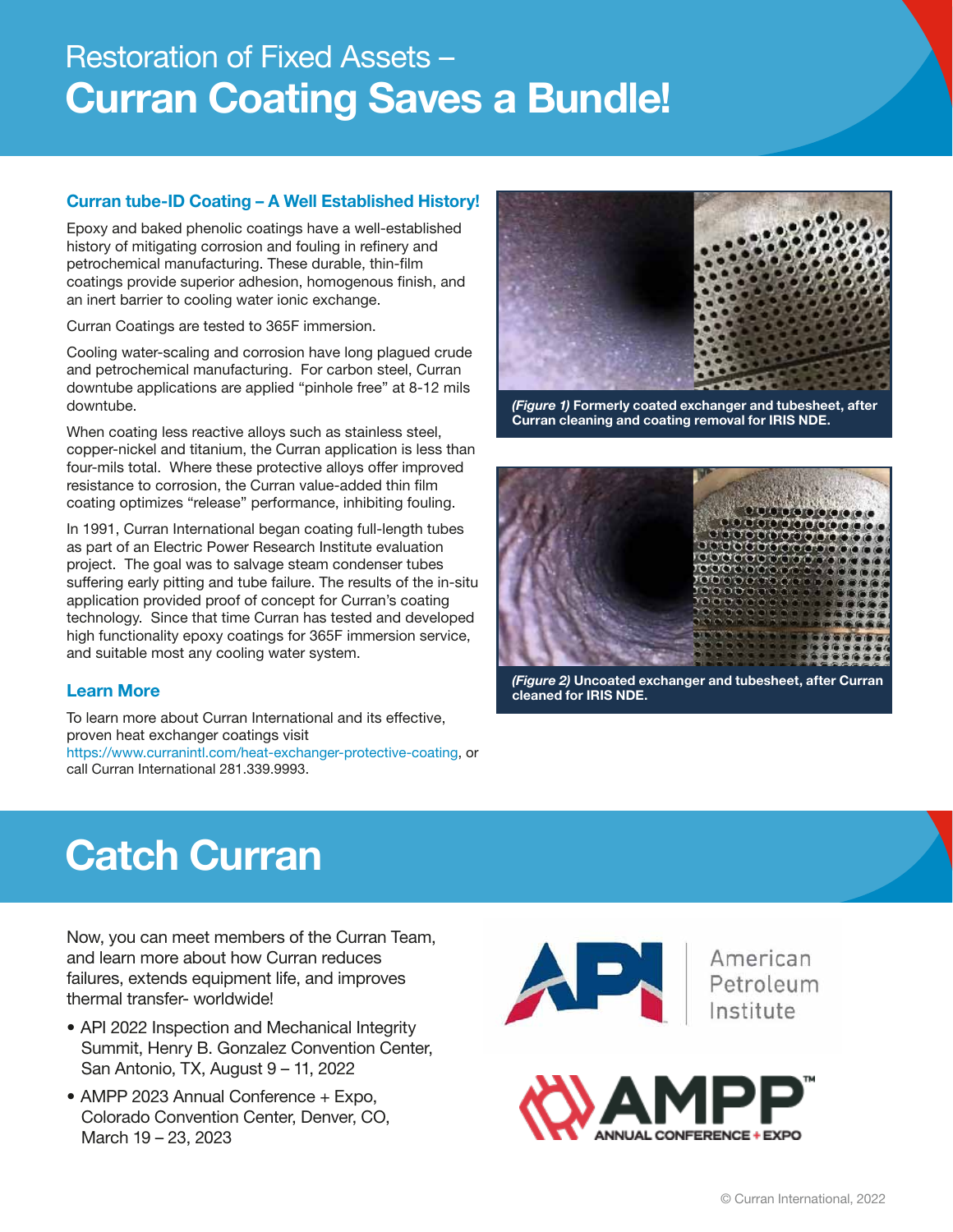# Restoration of Fixed Assets – Curran Coating Saves a Bundle!

## Curran tube-ID Coating – A Well Established History!

Epoxy and baked phenolic coatings have a well-established history of mitigating corrosion and fouling in refinery and petrochemical manufacturing. These durable, thin-film coatings provide superior adhesion, homogenous finish, and an inert barrier to cooling water ionic exchange.

Curran Coatings are tested to 365F immersion.

Cooling water-scaling and corrosion have long plagued crude and petrochemical manufacturing. For carbon steel, Curran downtube applications are applied "pinhole free" at 8-12 mils downtube.

When coating less reactive alloys such as stainless steel, copper-nickel and titanium, the Curran application is less than four-mils total. Where these protective alloys offer improved resistance to corrosion, the Curran value-added thin film coating optimizes "release" performance, inhibiting fouling.

In 1991, Curran International began coating full-length tubes as part of an Electric Power Research Institute evaluation project. The goal was to salvage steam condenser tubes suffering early pitting and tube failure. The results of the in-situ application provided proof of concept for Curran's coating technology. Since that time Curran has tested and developed high functionality epoxy coatings for 365F immersion service, and suitable most any cooling water system.

***(Figure 1)*** **Formerly coated exchanger and tubesheet, after Curran cleaning and coating removal for IRIS NDE.**

***(Figure 2)*** **Uncoated exchanger and tubesheet, after Curran cleaned for IRIS NDE.**

## Learn More

To learn more about Curran International and its effective, proven heat exchanger coatings visit https://www.curranintl.com/heat-exchanger-protective-coating, or call Curran International 281.339.9993.

# Catch Curran

Now, you can meet members of the Curran Team, and learn more about how Curran reduces failures, extends equipment life, and improves thermal transfer- worldwide!

- API 2022 Inspection and Mechanical Integrity Summit, Henry B. Gonzalez Convention Center, San Antonio, TX, August 9 – 11, 2022
- AMPP 2023 Annual Conference + Expo, Colorado Convention Center, Denver, CO, March 19 – 23, 2023

API American Petroleum Institute

AMPP™ ANNUAL CONFERENCE + EXPO

© Curran International, 2022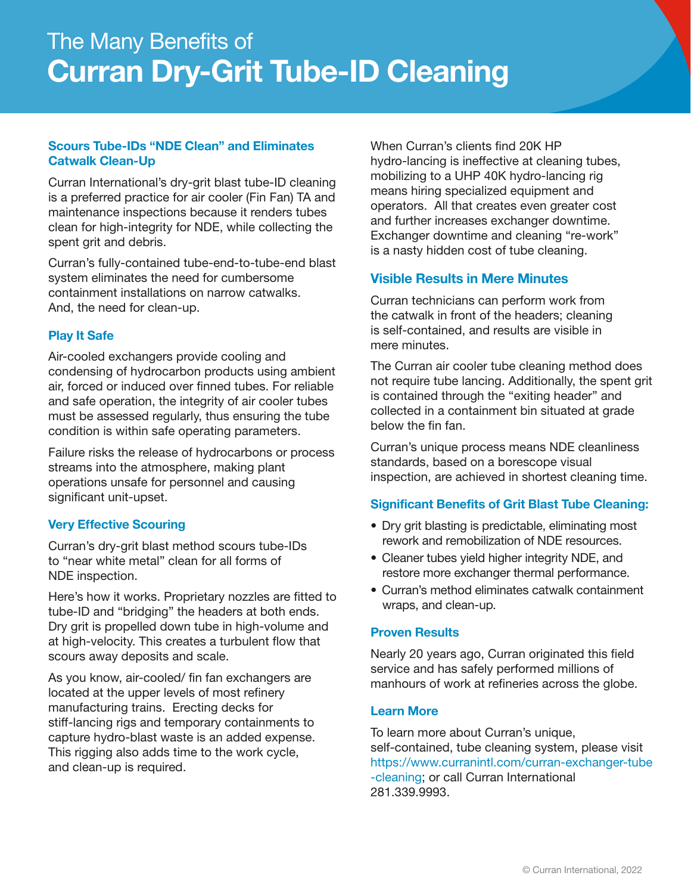# The Many Benefits of Curran Dry-Grit Tube-ID Cleaning

### Scours Tube-IDs "NDE Clean" and Eliminates Catwalk Clean-Up

Curran International's dry-grit blast tube-ID cleaning is a preferred practice for air cooler (Fin Fan) TA and maintenance inspections because it renders tubes clean for high-integrity for NDE, while collecting the spent grit and debris.

Curran's fully-contained tube-end-to-tube-end blast system eliminates the need for cumbersome containment installations on narrow catwalks. And, the need for clean-up.

### Play It Safe

Air-cooled exchangers provide cooling and condensing of hydrocarbon products using ambient air, forced or induced over finned tubes. For reliable and safe operation, the integrity of air cooler tubes must be assessed regularly, thus ensuring the tube condition is within safe operating parameters.

Failure risks the release of hydrocarbons or process streams into the atmosphere, making plant operations unsafe for personnel and causing significant unit-upset.

### Very Effective Scouring

Curran's dry-grit blast method scours tube-IDs to "near white metal" clean for all forms of NDE inspection.

Here's how it works. Proprietary nozzles are fitted to tube-ID and "bridging" the headers at both ends. Dry grit is propelled down tube in high-volume and at high-velocity. This creates a turbulent flow that scours away deposits and scale.

As you know, air-cooled/ fin fan exchangers are located at the upper levels of most refinery manufacturing trains. Erecting decks for stiff-lancing rigs and temporary containments to capture hydro-blast waste is an added expense. This rigging also adds time to the work cycle, and clean-up is required.

When Curran's clients find 20K HP hydro-lancing is ineffective at cleaning tubes, mobilizing to a UHP 40K hydro-lancing rig means hiring specialized equipment and operators. All that creates even greater cost and further increases exchanger downtime. Exchanger downtime and cleaning "re-work" is a nasty hidden cost of tube cleaning.

### Visible Results in Mere Minutes

Curran technicians can perform work from the catwalk in front of the headers; cleaning is self-contained, and results are visible in mere minutes.

The Curran air cooler tube cleaning method does not require tube lancing. Additionally, the spent grit is contained through the "exiting header" and collected in a containment bin situated at grade below the fin fan.

Curran's unique process means NDE cleanliness standards, based on a borescope visual inspection, are achieved in shortest cleaning time.

### Significant Benefits of Grit Blast Tube Cleaning:

- Dry grit blasting is predictable, eliminating most rework and remobilization of NDE resources.
- Cleaner tubes yield higher integrity NDE, and restore more exchanger thermal performance.
- Curran's method eliminates catwalk containment wraps, and clean-up.

### Proven Results

Nearly 20 years ago, Curran originated this field service and has safely performed millions of manhours of work at refineries across the globe.

### Learn More

To learn more about Curran's unique, self-contained, tube cleaning system, please visit https://www.curranintl.com/curran-exchanger-tube-cleaning; or call Curran International 281.339.9993.

© Curran International, 2022